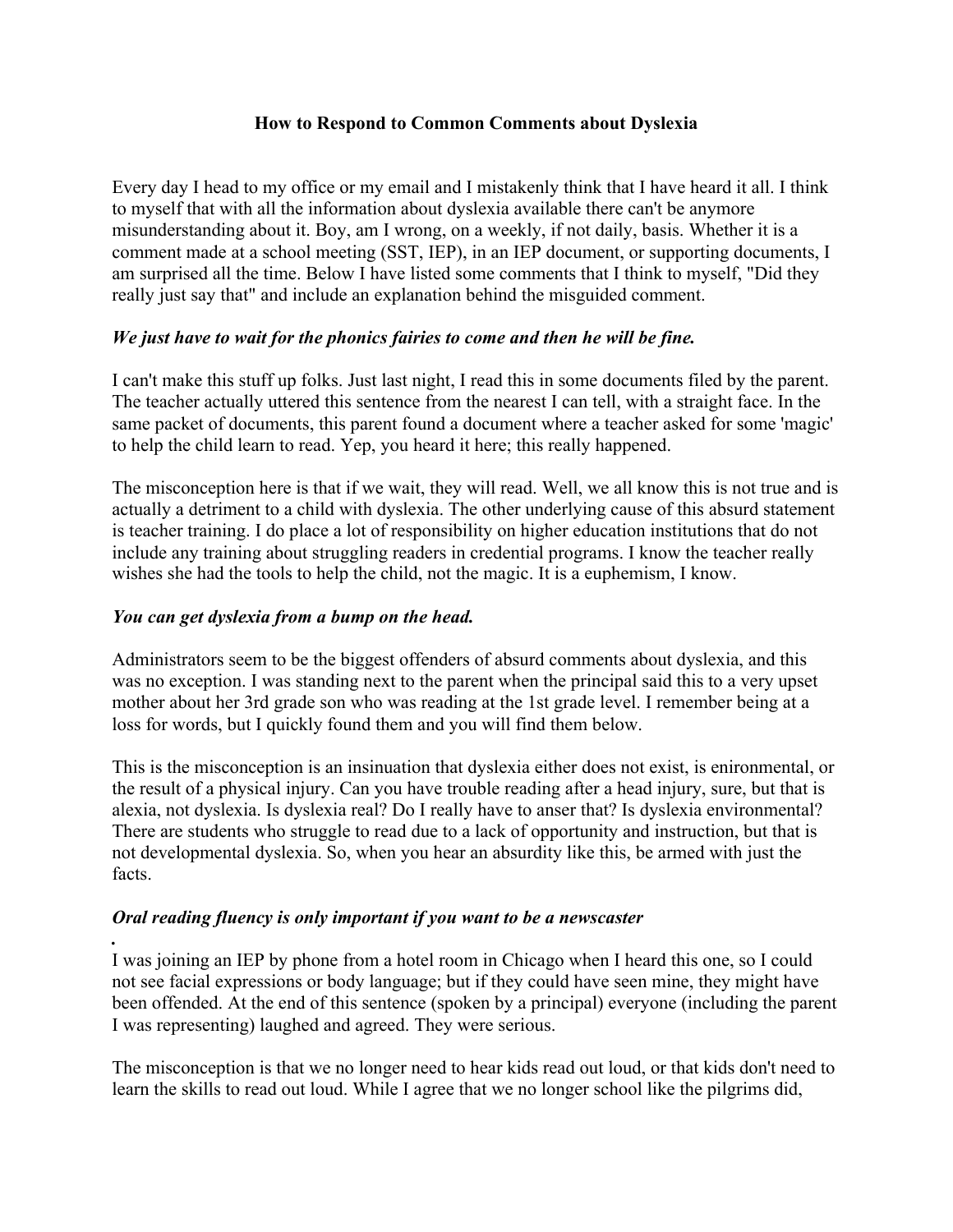# How to Respond to Common Comments about Dyslexia

Every day I head to my office or my email and I mistakenly think that I have heard it all. I think to myself that with all the information about dyslexia available there can't be anymore misunderstanding about it. Boy, am I wrong, on a weekly, if not daily, basis. Whether it is a comment made at a school meeting (SST, IEP), in an IEP document, or supporting documents, I am surprised all the time. Below I have listed some comments that I think to myself, "Did they really just say that" and include an explanation behind the misguided comment.

### *We just have to wait for the phonics fairies to come and then he will be fine.*

I can't make this stuff up folks. Just last night, I read this in some documents filed by the parent. The teacher actually uttered this sentence from the nearest I can tell, with a straight face. In the same packet of documents, this parent found a document where a teacher asked for some 'magic' to help the child learn to read. Yep, you heard it here; this really happened.

The misconception here is that if we wait, they will read. Well, we all know this is not true and is actually a detriment to a child with dyslexia. The other underlying cause of this absurd statement is teacher training. I do place a lot of responsibility on higher education institutions that do not include any training about struggling readers in credential programs. I know the teacher really wishes she had the tools to help the child, not the magic. It is a euphemism, I know.

### *You can get dyslexia from a bump on the head.*

Administrators seem to be the biggest offenders of absurd comments about dyslexia, and this was no exception. I was standing next to the parent when the principal said this to a very upset mother about her 3rd grade son who was reading at the 1st grade level. I remember being at a loss for words, but I quickly found them and you will find them below.

This is the misconception is an insinuation that dyslexia either does not exist, is enironmental, or the result of a physical injury. Can you have trouble reading after a head injury, sure, but that is alexia, not dyslexia. Is dyslexia real? Do I really have to anser that? Is dyslexia environmental? There are students who struggle to read due to a lack of opportunity and instruction, but that is not developmental dyslexia. So, when you hear an absurdity like this, be armed with just the facts.

### *Oral reading fluency is only important if you want to be a newscaster*

I was joining an IEP by phone from a hotel room in Chicago when I heard this one, so I could not see facial expressions or body language; but if they could have seen mine, they might have been offended. At the end of this sentence (spoken by a principal) everyone (including the parent I was representing) laughed and agreed. They were serious.

The misconception is that we no longer need to hear kids read out loud, or that kids don't need to learn the skills to read out loud. While I agree that we no longer school like the pilgrims did,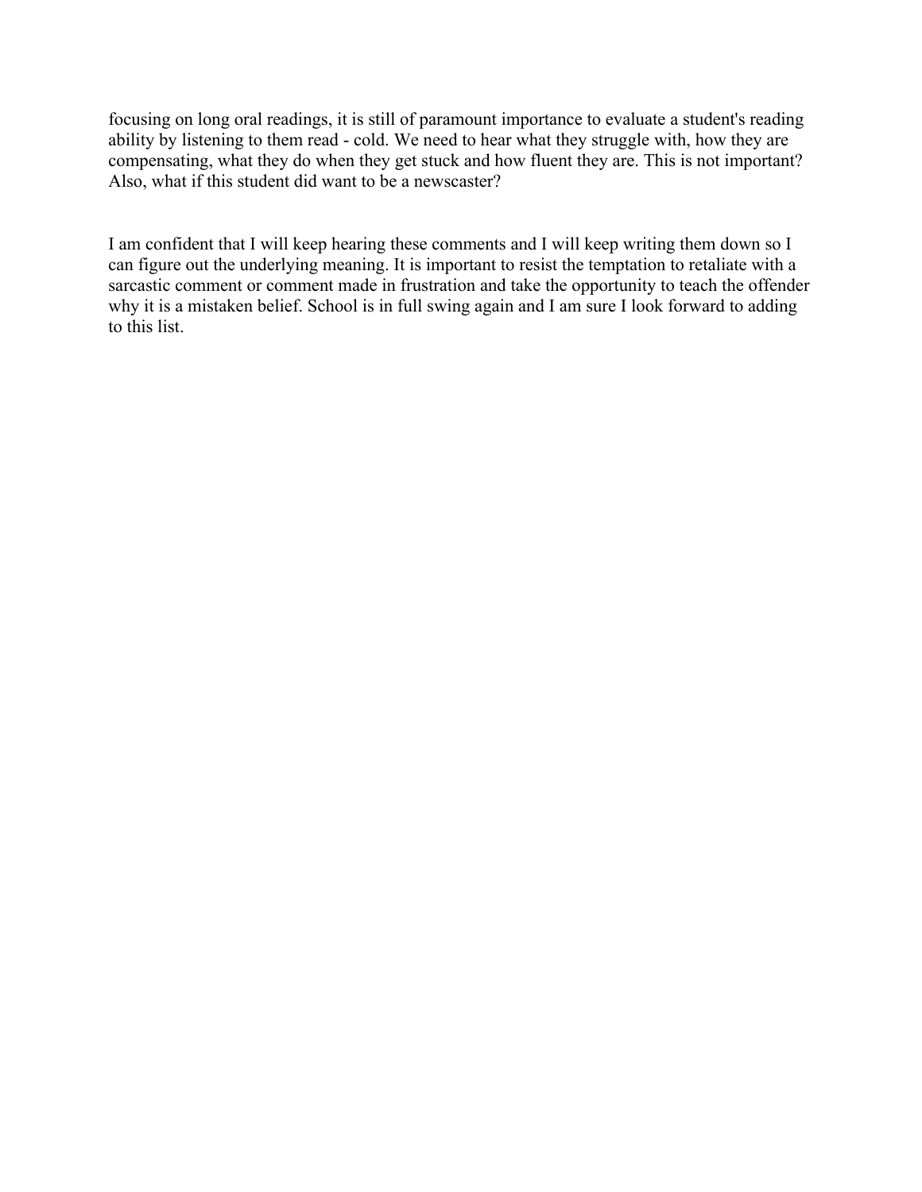focusing on long oral readings, it is still of paramount importance to evaluate a student's reading ability by listening to them read - cold. We need to hear what they struggle with, how they are compensating, what they do when they get stuck and how fluent they are. This is not important? Also, what if this student did want to be a newscaster?

I am confident that I will keep hearing these comments and I will keep writing them down so I can figure out the underlying meaning. It is important to resist the temptation to retaliate with a sarcastic comment or comment made in frustration and take the opportunity to teach the offender why it is a mistaken belief. School is in full swing again and I am sure I look forward to adding to this list.